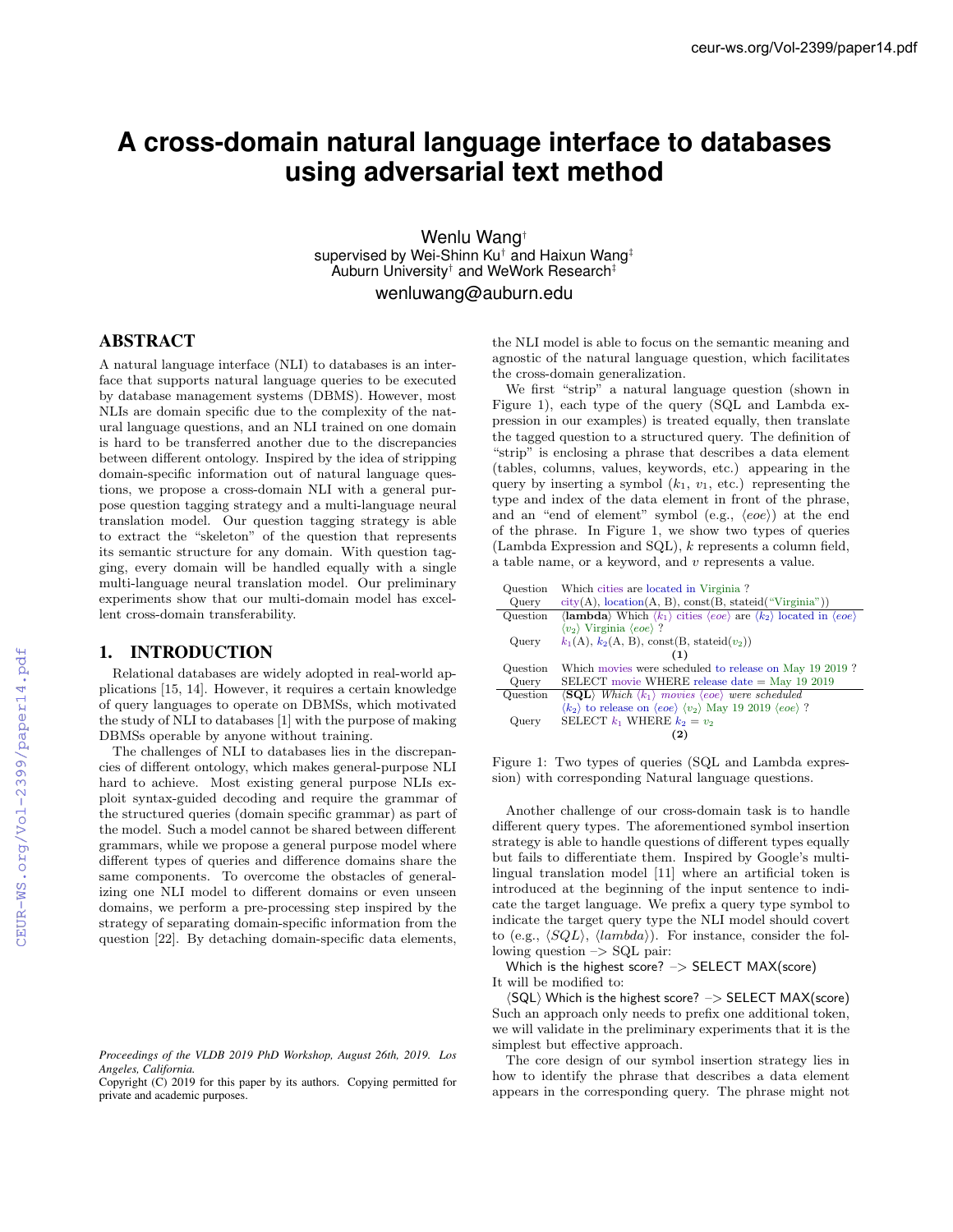# A cross-domain natural language interface to databases using adversarial text method

Wenlu Wang[†]
supervised by Wei-Shinn Ku[†] and Haixun Wang[‡]
Auburn University[†] and WeWork Research[‡]
wenluwang@auburn.edu

## ABSTRACT

A natural language interface (NLI) to databases is an interface that supports natural language queries to be executed by database management systems (DBMS). However, most NLIs are domain specific due to the complexity of the natural language questions, and an NLI trained on one domain is hard to be transferred another due to the discrepancies between different ontology. Inspired by the idea of stripping domain-specific information out of natural language questions, we propose a cross-domain NLI with a general purpose question tagging strategy and a multi-language neural translation model. Our question tagging strategy is able to extract the "skeleton" of the question that represents its semantic structure for any domain. With question tagging, every domain will be handled equally with a single multi-language neural translation model. Our preliminary experiments show that our multi-domain model has excellent cross-domain transferability.

## 1. INTRODUCTION

Relational databases are widely adopted in real-world applications [15, 14]. However, it requires a certain knowledge of query languages to operate on DBMSs, which motivated the study of NLI to databases [1] with the purpose of making DBMSs operable by anyone without training.

The challenges of NLI to databases lies in the discrepancies of different ontology, which makes general-purpose NLI hard to achieve. Most existing general purpose NLIs exploit syntax-guided decoding and require the grammar of the structured queries (domain specific grammar) as part of the model. Such a model cannot be shared between different grammars, while we propose a general purpose model where different types of queries and difference domains share the same components. To overcome the obstacles of generalizing one NLI model to different domains or even unseen domains, we perform a pre-processing step inspired by the strategy of separating domain-specific information from the question [22]. By detaching domain-specific data elements, the NLI model is able to focus on the semantic meaning and agnostic of the natural language question, which facilitates the cross-domain generalization.

We first "strip" a natural language question (shown in Figure 1), each type of the query (SQL and Lambda expression in our examples) is treated equally, then translate the tagged question to a structured query. The definition of "strip" is enclosing a phrase that describes a data element (tables, columns, values, keywords, etc.) appearing in the query by inserting a symbol ($k_1$, $v_1$, etc.) representing the type and index of the data element in front of the phrase, and an "end of element" symbol (e.g., $\langle eoe \rangle$) at the end of the phrase. In Figure 1, we show two types of queries (Lambda Expression and SQL), $k$ represents a column field, a table name, or a keyword, and $v$ represents a value.

| | |
|---|---|
| Question | Which cities are located in Virginia ? |
| Query | city(A), location(A, B), const(B, stateid("Virginia")) |
| Question | **⟨lambda⟩** Which $\langle k_1 \rangle$ cities $\langle eoe \rangle$ are $\langle k_2 \rangle$ located in $\langle eoe \rangle$ $\langle v_2 \rangle$ Virginia $\langle eoe \rangle$ ? |
| Query | $k_1$(A), $k_2$(A, B), const(B, stateid($v_2$)) |
| | **(1)** |
| Question | Which movies were scheduled to release on May 19 2019 ? |
| Query | SELECT movie WHERE release date = May 19 2019 |
| Question | **⟨SQL⟩** *Which* $\langle k_1 \rangle$ *movies* $\langle eoe \rangle$ *were scheduled* $\langle k_2 \rangle$ to release on $\langle eoe \rangle$ $\langle v_2 \rangle$ May 19 2019 $\langle eoe \rangle$ ? |
| Query | SELECT $k_1$ WHERE $k_2 = v_2$ |
| | **(2)** |

Figure 1: Two types of queries (SQL and Lambda expression) with corresponding Natural language questions.

Another challenge of our cross-domain task is to handle different query types. The aforementioned symbol insertion strategy is able to handle questions of different types equally but fails to differentiate them. Inspired by Google's multilingual translation model [11] where an artificial token is introduced at the beginning of the input sentence to indicate the target language. We prefix a query type symbol to indicate the target query type the NLI model should covert to (e.g., $\langle SQL \rangle$, $\langle lambda \rangle$). For instance, consider the following question –> SQL pair:

Which is the highest score? –> SELECT MAX(score)

It will be modified to:

⟨SQL⟩ Which is the highest score? –> SELECT MAX(score)

Such an approach only needs to prefix one additional token, we will validate in the preliminary experiments that it is the simplest but effective approach.

The core design of our symbol insertion strategy lies in how to identify the phrase that describes a data element appears in the corresponding query. The phrase might not

*Proceedings of the VLDB 2019 PhD Workshop, August 26th, 2019. Los Angeles, California.*
Copyright (C) 2019 for this paper by its authors. Copying permitted for private and academic purposes.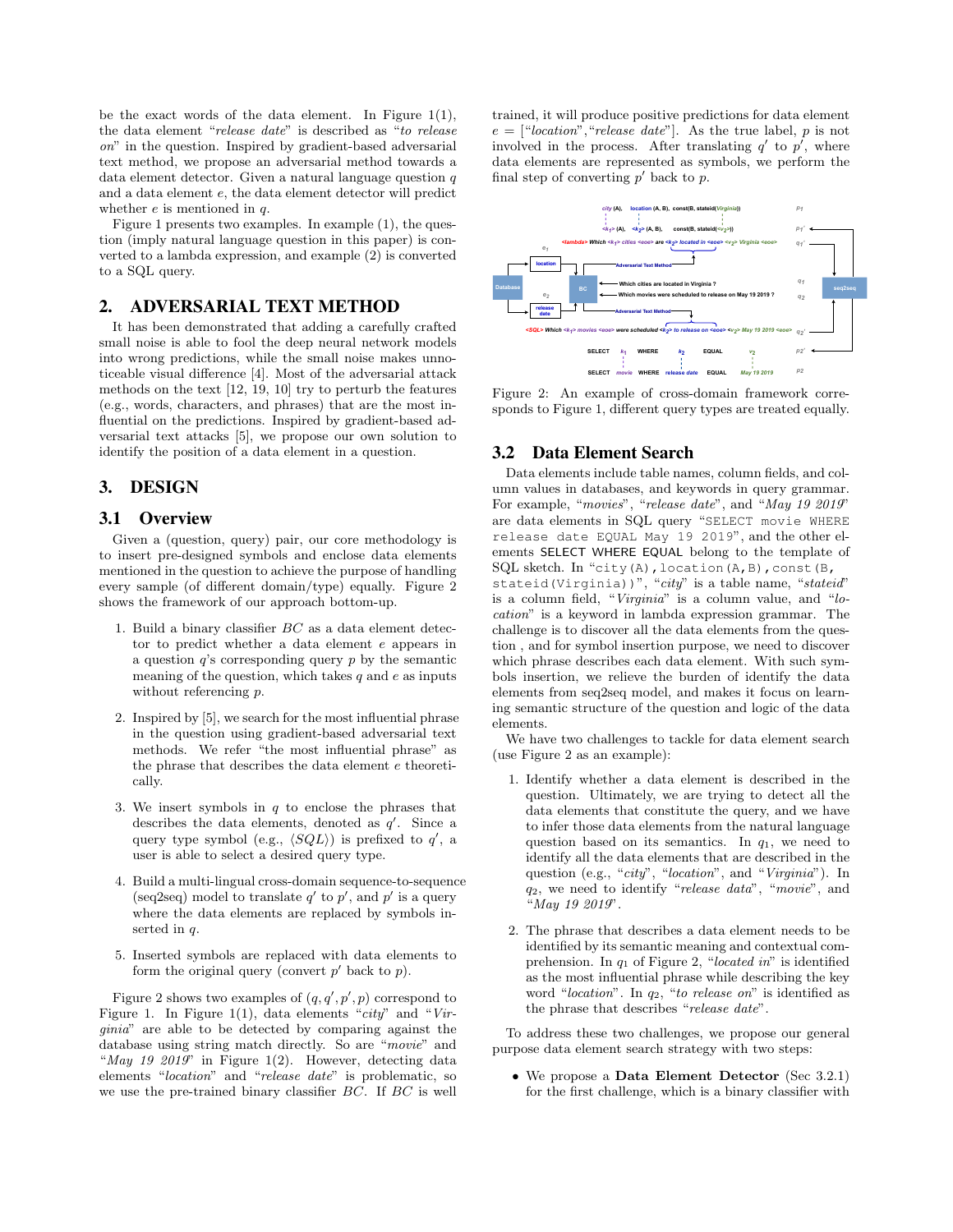be the exact words of the data element. In Figure 1(1), the data element "*release date*" is described as "*to release on*" in the question. Inspired by gradient-based adversarial text method, we propose an adversarial method towards a data element detector. Given a natural language question $q$ and a data element $e$, the data element detector will predict whether $e$ is mentioned in $q$.

Figure 1 presents two examples. In example (1), the question (imply natural language question in this paper) is converted to a lambda expression, and example (2) is converted to a SQL query.

## 2. ADVERSARIAL TEXT METHOD

It has been demonstrated that adding a carefully crafted small noise is able to fool the deep neural network models into wrong predictions, while the small noise makes unnoticeable visual difference [4]. Most of the adversarial attack methods on the text [12, 19, 10] try to perturb the features (e.g., words, characters, and phrases) that are the most influential on the predictions. Inspired by gradient-based adversarial text attacks [5], we propose our own solution to identify the position of a data element in a question.

## 3. DESIGN

### 3.1 Overview

Given a (question, query) pair, our core methodology is to insert pre-designed symbols and enclose data elements mentioned in the question to achieve the purpose of handling every sample (of different domain/type) equally. Figure 2 shows the framework of our approach bottom-up.

1. Build a binary classifier $BC$ as a data element detector to predict whether a data element $e$ appears in a question $q$'s corresponding query $p$ by the semantic meaning of the question, which takes $q$ and $e$ as inputs without referencing $p$.

2. Inspired by [5], we search for the most influential phrase in the question using gradient-based adversarial text methods. We refer "the most influential phrase" as the phrase that describes the data element $e$ theoretically.

3. We insert symbols in $q$ to enclose the phrases that describes the data elements, denoted as $q'$. Since a query type symbol (e.g., $\langle SQL \rangle$) is prefixed to $q'$, a user is able to select a desired query type.

4. Build a multi-lingual cross-domain sequence-to-sequence (seq2seq) model to translate $q'$ to $p'$, and $p'$ is a query where the data elements are replaced by symbols inserted in $q$.

5. Inserted symbols are replaced with data elements to form the original query (convert $p'$ back to $p$).

Figure 2 shows two examples of $(q, q', p', p)$ correspond to Figure 1. In Figure 1(1), data elements "*city*" and "*Virginia*" are able to be detected by comparing against the database using string match directly. So are "*movie*" and "*May 19 2019*" in Figure 1(2). However, detecting data elements "*location*" and "*release date*" is problematic, so we use the pre-trained binary classifier $BC$. If $BC$ is well trained, it will produce positive predictions for data element $e$ = ["*location*","*release date*"]. As the true label, $p$ is not involved in the process. After translating $q'$ to $p'$, where data elements are represented as symbols, we perform the final step of converting $p'$ back to $p$.

city (A), location (A, B), const(B, stateid(Virginia))

<k1> (A), <k2> (A, B), const(B, stateid(<v2>))

<lambda> Which <k1> cities <eoe> are <k2> located in <eoe> <v2> Virginia <eoe>

$e_1$ location

Adversarial Text Method

Database BC

Which cities are located in Virginia ?

Which movies were scheduled to release on May 19 2019 ?

$e_2$ release date

Adversarial Text Method

<SQL> Which <k1> movies <eoe> were scheduled <k2> to release on <eoe> <v2> May 19 2019 <eoe>

SELECT $k_1$ WHERE $k_2$ EQUAL $v_2$

SELECT movie WHERE release date EQUAL May 19 2019

seq2seq

$p_1$ $p_1'$ $q_1'$ $q_1$ $q_2$ $q_2'$ $p_2'$ $p_2$

Figure 2: An example of cross-domain framework corresponds to Figure 1, different query types are treated equally.

### 3.2 Data Element Search

Data elements include table names, column fields, and column values in databases, and keywords in query grammar. For example, "*movies*", "*release date*", and "*May 19 2019*" are data elements in SQL query "`SELECT movie WHERE release date EQUAL May 19 2019`", and the other elements SELECT WHERE EQUAL belong to the template of SQL sketch. In "`city(A),location(A,B),const(B, stateid(Virginia))`", "*city*" is a table name, "*stateid*" is a column field, "*Virginia*" is a column value, and "*location*" is a keyword in lambda expression grammar. The challenge is to discover all the data elements from the question , and for symbol insertion purpose, we need to discover which phrase describes each data element. With such symbols insertion, we relieve the burden of identify the data elements from seq2seq model, and makes it focus on learning semantic structure of the question and logic of the data elements.

We have two challenges to tackle for data element search (use Figure 2 as an example):

1. Identify whether a data element is described in the question. Ultimately, we are trying to detect all the data elements that constitute the query, and we have to infer those data elements from the natural language question based on its semantics. In $q_1$, we need to identify all the data elements that are described in the question (e.g., "*city*", "*location*", and "*Virginia*"). In $q_2$, we need to identify "*release data*", "*movie*", and "*May 19 2019*".

2. The phrase that describes a data element needs to be identified by its semantic meaning and contextual comprehension. In $q_1$ of Figure 2, "*located in*" is identified as the most influential phrase while describing the key word "*location*". In $q_2$, "*to release on*" is identified as the phrase that describes "*release date*".

To address these two challenges, we propose our general purpose data element search strategy with two steps:

- We propose a **Data Element Detector** (Sec 3.2.1) for the first challenge, which is a binary classifier with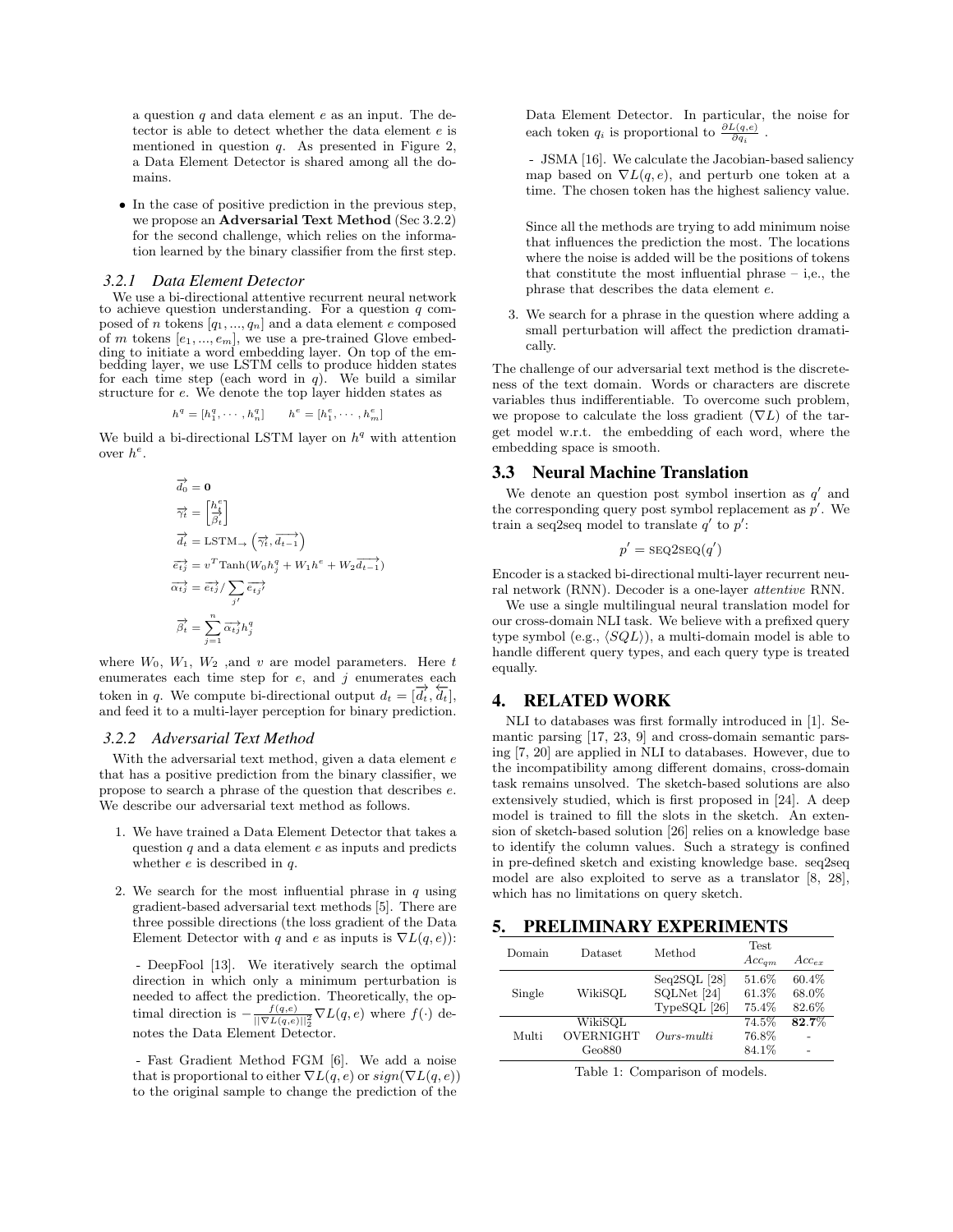a question $q$ and data element $e$ as an input. The detector is able to detect whether the data element $e$ is mentioned in question $q$. As presented in Figure 2, a Data Element Detector is shared among all the domains.

- In the case of positive prediction in the previous step, we propose an **Adversarial Text Method** (Sec 3.2.2) for the second challenge, which relies on the information learned by the binary classifier from the first step.

### 3.2.1 Data Element Detector

We use a bi-directional attentive recurrent neural network to achieve question understanding. For a question $q$ composed of $n$ tokens $[q_1, ..., q_n]$ and a data element $e$ composed of $m$ tokens $[e_1, ..., e_m]$, we use a pre-trained Glove embedding to initiate a word embedding layer. On top of the embedding layer, we use LSTM cells to produce hidden states for each time step (each word in $q$). We build a similar structure for $e$. We denote the top layer hidden states as

$$h^q = [h^q_1, \cdots, h^q_n] \qquad h^e = [h^e_1, \cdots, h^e_m]$$

We build a bi-directional LSTM layer on $h^q$ with attention over $h^e$.

$$\overrightarrow{d_0} = \mathbf{0}$$

$$\overrightarrow{\gamma_t} = \begin{bmatrix} h^e_t \\ \overrightarrow{\beta_t} \end{bmatrix}$$

$$\overrightarrow{d_t} = \text{LSTM}_{\rightarrow}\left(\overrightarrow{\gamma_t}, \overrightarrow{d_{t-1}}\right)$$

$$\overrightarrow{e_{tj}} = v^T \text{Tanh}(W_0 h^q_j + W_1 h^e + W_2 \overrightarrow{d_{t-1}})$$

$$\overrightarrow{\alpha_{tj}} = \overrightarrow{e_{tj}} / \sum_{j'} \overrightarrow{e_{tj'}}$$

$$\overrightarrow{\beta_t} = \sum_{j=1}^{n} \overrightarrow{\alpha_{tj}} h^q_j$$

where $W_0$, $W_1$, $W_2$ ,and $v$ are model parameters. Here $t$ enumerates each time step for $e$, and $j$ enumerates each token in $q$. We compute bi-directional output $d_t = [\overrightarrow{d_t}, \overleftarrow{d_t}]$, and feed it to a multi-layer perception for binary prediction.

### 3.2.2 Adversarial Text Method

With the adversarial text method, given a data element $e$ that has a positive prediction from the binary classifier, we propose to search a phrase of the question that describes $e$. We describe our adversarial text method as follows.

1. We have trained a Data Element Detector that takes a question $q$ and a data element $e$ as inputs and predicts whether $e$ is described in $q$.
2. We search for the most influential phrase in $q$ using gradient-based adversarial text methods [5]. There are three possible directions (the loss gradient of the Data Element Detector with $q$ and $e$ as inputs is $\nabla L(q, e)$):

   - DeepFool [13]. We iteratively search the optimal direction in which only a minimum perturbation is needed to affect the prediction. Theoretically, the optimal direction is $-\frac{f(q,e)}{||\nabla L(q,e)||_2^2} \nabla L(q, e)$ where $f(\cdot)$ denotes the Data Element Detector.

   - Fast Gradient Method FGM [6]. We add a noise that is proportional to either $\nabla L(q, e)$ or $sign(\nabla L(q, e))$ to the original sample to change the prediction of the Data Element Detector. In particular, the noise for each token $q_i$ is proportional to $\frac{\partial L(q,e)}{\partial q_i}$ .

   - JSMA [16]. We calculate the Jacobian-based saliency map based on $\nabla L(q, e)$, and perturb one token at a time. The chosen token has the highest saliency value.

   Since all the methods are trying to add minimum noise that influences the prediction the most. The locations where the noise is added will be the positions of tokens that constitute the most influential phrase – i,e., the phrase that describes the data element $e$.

3. We search for a phrase in the question where adding a small perturbation will affect the prediction dramatically.

The challenge of our adversarial text method is the discreteness of the text domain. Words or characters are discrete variables thus indifferentiable. To overcome such problem, we propose to calculate the loss gradient ($\nabla L$) of the target model w.r.t. the embedding of each word, where the embedding space is smooth.

## 3.3 Neural Machine Translation

We denote an question post symbol insertion as $q'$ and the corresponding query post symbol replacement as $p'$. We train a seq2seq model to translate $q'$ to $p'$:

$$p' = \text{SEQ2SEQ}(q')$$

Encoder is a stacked bi-directional multi-layer recurrent neural network (RNN). Decoder is a one-layer *attentive* RNN.

We use a single multilingual neural translation model for our cross-domain NLI task. We believe with a prefixed query type symbol (e.g., $\langle SQL \rangle$), a multi-domain model is able to handle different query types, and each query type is treated equally.

# 4. RELATED WORK

NLI to databases was first formally introduced in [1]. Semantic parsing [17, 23, 9] and cross-domain semantic parsing [7, 20] are applied in NLI to databases. However, due to the incompatibility among different domains, cross-domain task remains unsolved. The sketch-based solutions are also extensively studied, which is first proposed in [24]. A deep model is trained to fill the slots in the sketch. An extension of sketch-based solution [26] relies on a knowledge base to identify the column values. Such a strategy is confined in pre-defined sketch and existing knowledge base. seq2seq model are also exploited to serve as a translator [8, 28], which has no limitations on query sketch.

# 5. PRELIMINARY EXPERIMENTS

| Domain | Dataset | Method | Test $Acc_{qm}$ | $Acc_{ex}$ |
|---|---|---|---|---|
| Single | WikiSQL | Seq2SQL [28] | 51.6% | 60.4% |
| | | SQLNet [24] | 61.3% | 68.0% |
| | | TypeSQL [26] | 75.4% | 82.6% |
| Multi | WikiSQL | *Ours-multi* | 74.5% | **82.7**% |
| | OVERNIGHT | | 76.8% | - |
| | Geo880 | | 84.1% | - |

Table 1: Comparison of models.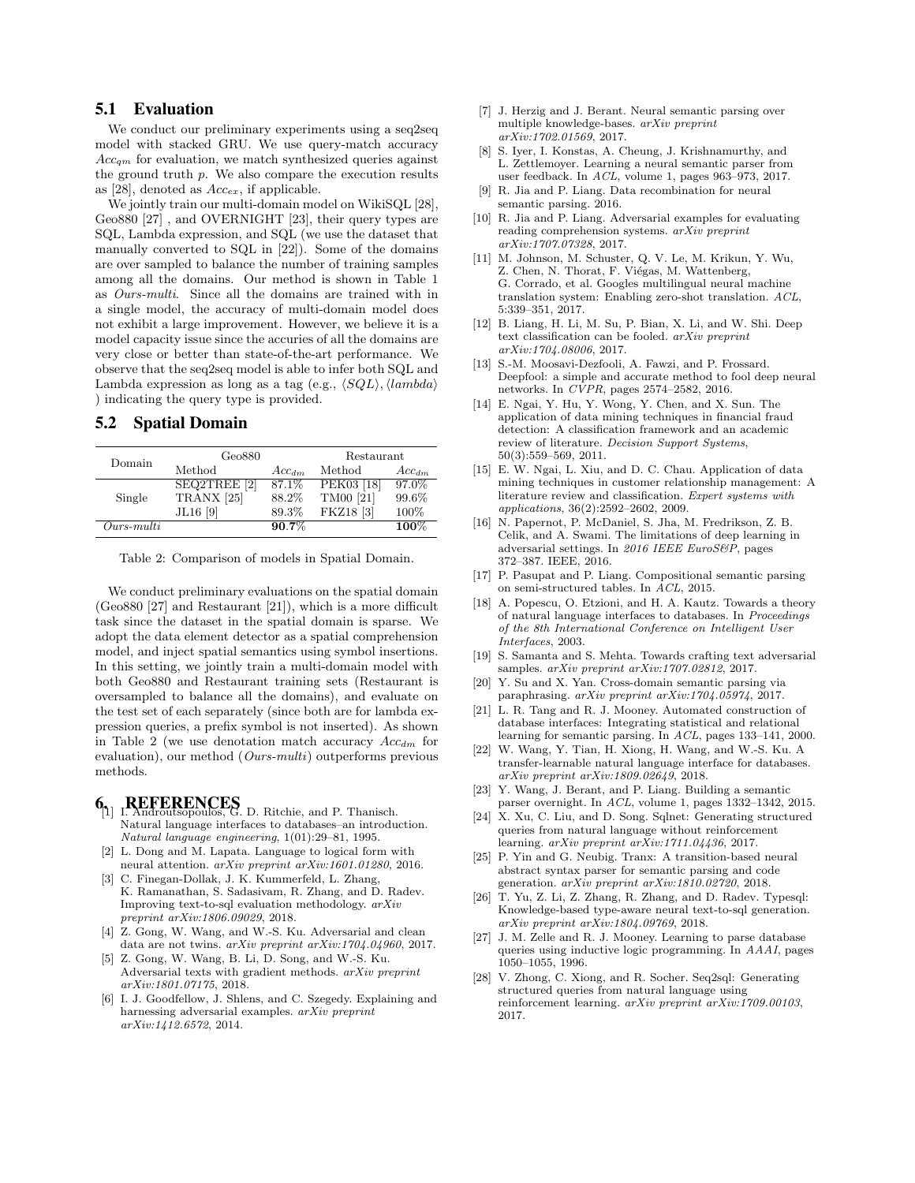## 5.1 Evaluation

We conduct our preliminary experiments using a seq2seq model with stacked GRU. We use query-match accuracy $Acc_{qm}$ for evaluation, we match synthesized queries against the ground truth $p$. We also compare the execution results as [28], denoted as $Acc_{ex}$, if applicable.

We jointly train our multi-domain model on WikiSQL [28], Geo880 [27] , and OVERNIGHT [23], their query types are SQL, Lambda expression, and SQL (we use the dataset that manually converted to SQL in [22]). Some of the domains are over sampled to balance the number of training samples among all the domains. Our method is shown in Table 1 as *Ours-multi*. Since all the domains are trained with in a single model, the accuracy of multi-domain model does not exhibit a large improvement. However, we believe it is a model capacity issue since the accuries of all the domains are very close or better than state-of-the-art performance. We observe that the seq2seq model is able to infer both SQL and Lambda expression as long as a tag (e.g., $\langle SQL \rangle, \langle lambda \rangle$ ) indicating the query type is provided.

## 5.2 Spatial Domain

| Domain | Geo880 | | Restaurant | |
|---|---|---|---|---|
| | Method | $Acc_{dm}$ | Method | $Acc_{dm}$ |
| Single | SEQ2TREE [2] | 87.1% | PEK03 [18] | 97.0% |
| | TRANX [25] | 88.2% | TM00 [21] | 99.6% |
| | JL16 [9] | 89.3% | FKZ18 [3] | 100% |
| *Ours-multi* | | **90.7**% | | **100**% |

Table 2: Comparison of models in Spatial Domain.

We conduct preliminary evaluations on the spatial domain (Geo880 [27] and Restaurant [21]), which is a more difficult task since the dataset in the spatial domain is sparse. We adopt the data element detector as a spatial comprehension model, and inject spatial semantics using symbol insertions. In this setting, we jointly train a multi-domain model with both Geo880 and Restaurant training sets (Restaurant is oversampled to balance all the domains), and evaluate on the test set of each separately (since both are for lambda expression queries, a prefix symbol is not inserted). As shown in Table 2 (we use denotation match accuracy $Acc_{dm}$ for evaluation), our method (*Ours-multi*) outperforms previous methods.

# 6. REFERENCES

[1] I. Androutsopoulos, G. D. Ritchie, and P. Thanisch. Natural language interfaces to databases–an introduction. *Natural language engineering*, 1(01):29–81, 1995.

[2] L. Dong and M. Lapata. Language to logical form with neural attention. *arXiv preprint arXiv:1601.01280*, 2016.

[3] C. Finegan-Dollak, J. K. Kummerfeld, L. Zhang, K. Ramanathan, S. Sadasivam, R. Zhang, and D. Radev. Improving text-to-sql evaluation methodology. *arXiv preprint arXiv:1806.09029*, 2018.

[4] Z. Gong, W. Wang, and W.-S. Ku. Adversarial and clean data are not twins. *arXiv preprint arXiv:1704.04960*, 2017.

[5] Z. Gong, W. Wang, B. Li, D. Song, and W.-S. Ku. Adversarial texts with gradient methods. *arXiv preprint arXiv:1801.07175*, 2018.

[6] I. J. Goodfellow, J. Shlens, and C. Szegedy. Explaining and harnessing adversarial examples. *arXiv preprint arXiv:1412.6572*, 2014.

[7] J. Herzig and J. Berant. Neural semantic parsing over multiple knowledge-bases. *arXiv preprint arXiv:1702.01569*, 2017.

[8] S. Iyer, I. Konstas, A. Cheung, J. Krishnamurthy, and L. Zettlemoyer. Learning a neural semantic parser from user feedback. In *ACL*, volume 1, pages 963–973, 2017.

[9] R. Jia and P. Liang. Data recombination for neural semantic parsing. 2016.

[10] R. Jia and P. Liang. Adversarial examples for evaluating reading comprehension systems. *arXiv preprint arXiv:1707.07328*, 2017.

[11] M. Johnson, M. Schuster, Q. V. Le, M. Krikun, Y. Wu, Z. Chen, N. Thorat, F. Viégas, M. Wattenberg, G. Corrado, et al. Googles multilingual neural machine translation system: Enabling zero-shot translation. *ACL*, 5:339–351, 2017.

[12] B. Liang, H. Li, M. Su, P. Bian, X. Li, and W. Shi. Deep text classification can be fooled. *arXiv preprint arXiv:1704.08006*, 2017.

[13] S.-M. Moosavi-Dezfooli, A. Fawzi, and P. Frossard. Deepfool: a simple and accurate method to fool deep neural networks. In *CVPR*, pages 2574–2582, 2016.

[14] E. Ngai, Y. Hu, Y. Wong, Y. Chen, and X. Sun. The application of data mining techniques in financial fraud detection: A classification framework and an academic review of literature. *Decision Support Systems*, 50(3):559–569, 2011.

[15] E. W. Ngai, L. Xiu, and D. C. Chau. Application of data mining techniques in customer relationship management: A literature review and classification. *Expert systems with applications*, 36(2):2592–2602, 2009.

[16] N. Papernot, P. McDaniel, S. Jha, M. Fredrikson, Z. B. Celik, and A. Swami. The limitations of deep learning in adversarial settings. In *2016 IEEE EuroS&P*, pages 372–387. IEEE, 2016.

[17] P. Pasupat and P. Liang. Compositional semantic parsing on semi-structured tables. In *ACL*, 2015.

[18] A. Popescu, O. Etzioni, and H. A. Kautz. Towards a theory of natural language interfaces to databases. In *Proceedings of the 8th International Conference on Intelligent User Interfaces*, 2003.

[19] S. Samanta and S. Mehta. Towards crafting text adversarial samples. *arXiv preprint arXiv:1707.02812*, 2017.

[20] Y. Su and X. Yan. Cross-domain semantic parsing via paraphrasing. *arXiv preprint arXiv:1704.05974*, 2017.

[21] L. R. Tang and R. J. Mooney. Automated construction of database interfaces: Integrating statistical and relational learning for semantic parsing. In *ACL*, pages 133–141, 2000.

[22] W. Wang, Y. Tian, H. Xiong, H. Wang, and W.-S. Ku. A transfer-learnable natural language interface for databases. *arXiv preprint arXiv:1809.02649*, 2018.

[23] Y. Wang, J. Berant, and P. Liang. Building a semantic parser overnight. In *ACL*, volume 1, pages 1332–1342, 2015.

[24] X. Xu, C. Liu, and D. Song. Sqlnet: Generating structured queries from natural language without reinforcement learning. *arXiv preprint arXiv:1711.04436*, 2017.

[25] P. Yin and G. Neubig. Tranx: A transition-based neural abstract syntax parser for semantic parsing and code generation. *arXiv preprint arXiv:1810.02720*, 2018.

[26] T. Yu, Z. Li, Z. Zhang, R. Zhang, and D. Radev. Typesql: Knowledge-based type-aware neural text-to-sql generation. *arXiv preprint arXiv:1804.09769*, 2018.

[27] J. M. Zelle and R. J. Mooney. Learning to parse database queries using inductive logic programming. In *AAAI*, pages 1050–1055, 1996.

[28] V. Zhong, C. Xiong, and R. Socher. Seq2sql: Generating structured queries from natural language using reinforcement learning. *arXiv preprint arXiv:1709.00103*, 2017.